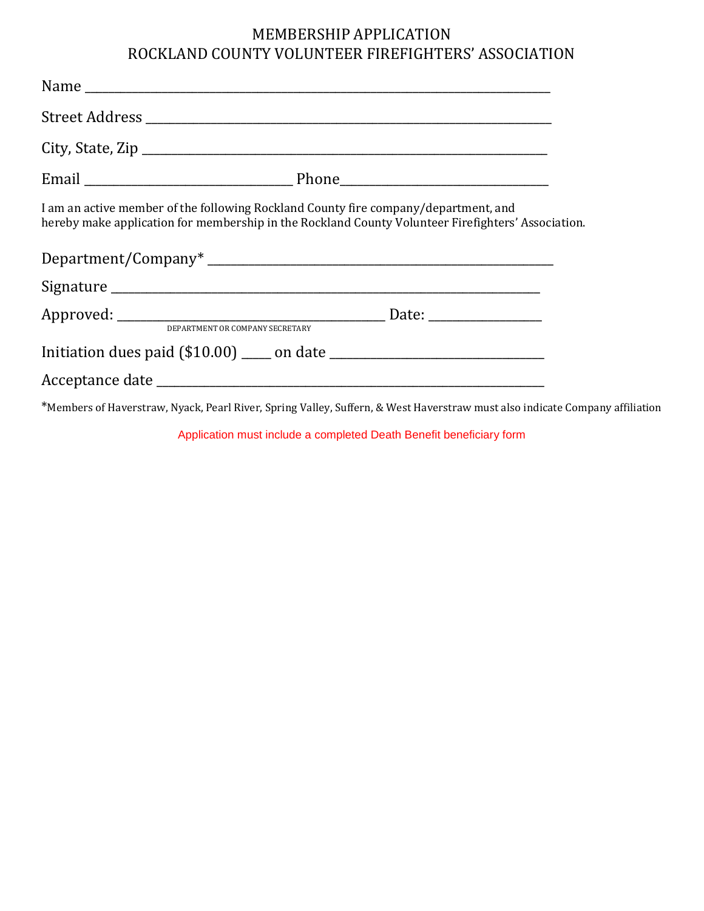# MEMBERSHIP APPLICATION
# ROCKLAND COUNTY VOLUNTEER FIREFIGHTERS' ASSOCIATION

Name ___________________________________________________________________________

Street Address _________________________________________________________________

City, State, Zip ________________________________________________________________

Email _________________________________ Phone_________________________________

I am an active member of the following Rockland County fire company/department, and hereby make application for membership in the Rockland County Volunteer Firefighters' Association.

Department/Company* _______________________________________________________

Signature _______________________________________________________________

Approved: __________________________________________ Date: _________________
DEPARTMENT OR COMPANY SECRETARY

Initiation dues paid ($10.00) _____ on date _________________________________

Acceptance date ___________________________________________________________

*Members of Haverstraw, Nyack, Pearl River, Spring Valley, Suffern, & West Haverstraw must also indicate Company affiliation

Application must include a completed Death Benefit beneficiary form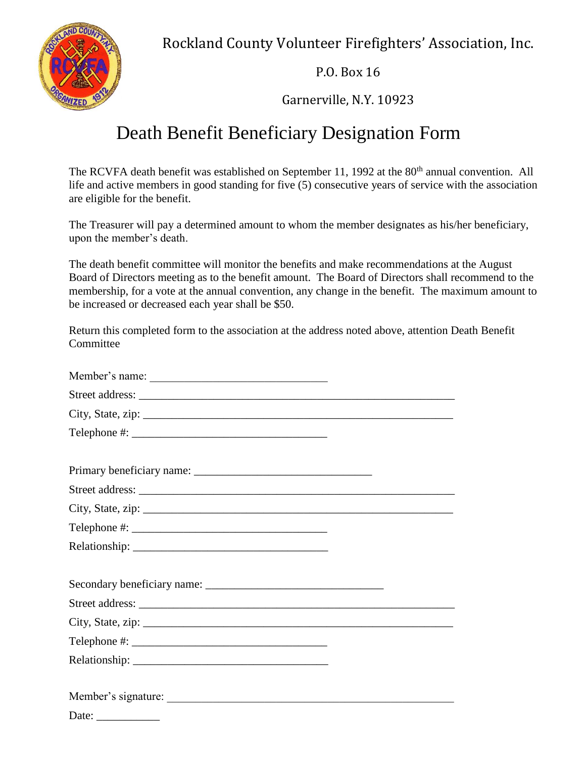Rockland County Volunteer Firefighters' Association, Inc.

P.O. Box 16

Garnerville, N.Y. 10923

# Death Benefit Beneficiary Designation Form

The RCVFA death benefit was established on September 11, 1992 at the 80th annual convention. All life and active members in good standing for five (5) consecutive years of service with the association are eligible for the benefit.

The Treasurer will pay a determined amount to whom the member designates as his/her beneficiary, upon the member's death.

The death benefit committee will monitor the benefits and make recommendations at the August Board of Directors meeting as to the benefit amount. The Board of Directors shall recommend to the membership, for a vote at the annual convention, any change in the benefit. The maximum amount to be increased or decreased each year shall be $50.

Return this completed form to the association at the address noted above, attention Death Benefit Committee

Member's name: ______________________________

Street address: ______________________________________________________

City, State, zip: _____________________________________________________

Telephone #: _________________________________

Primary beneficiary name: ______________________________

Street address: ______________________________________________________

City, State, zip: _____________________________________________________

Telephone #: _________________________________

Relationship: _________________________________

Secondary beneficiary name: ______________________________

Street address: ______________________________________________________

City, State, zip: _____________________________________________________

Telephone #: _________________________________

Relationship: _________________________________

Member's signature: __________________________________________________

Date: ___________